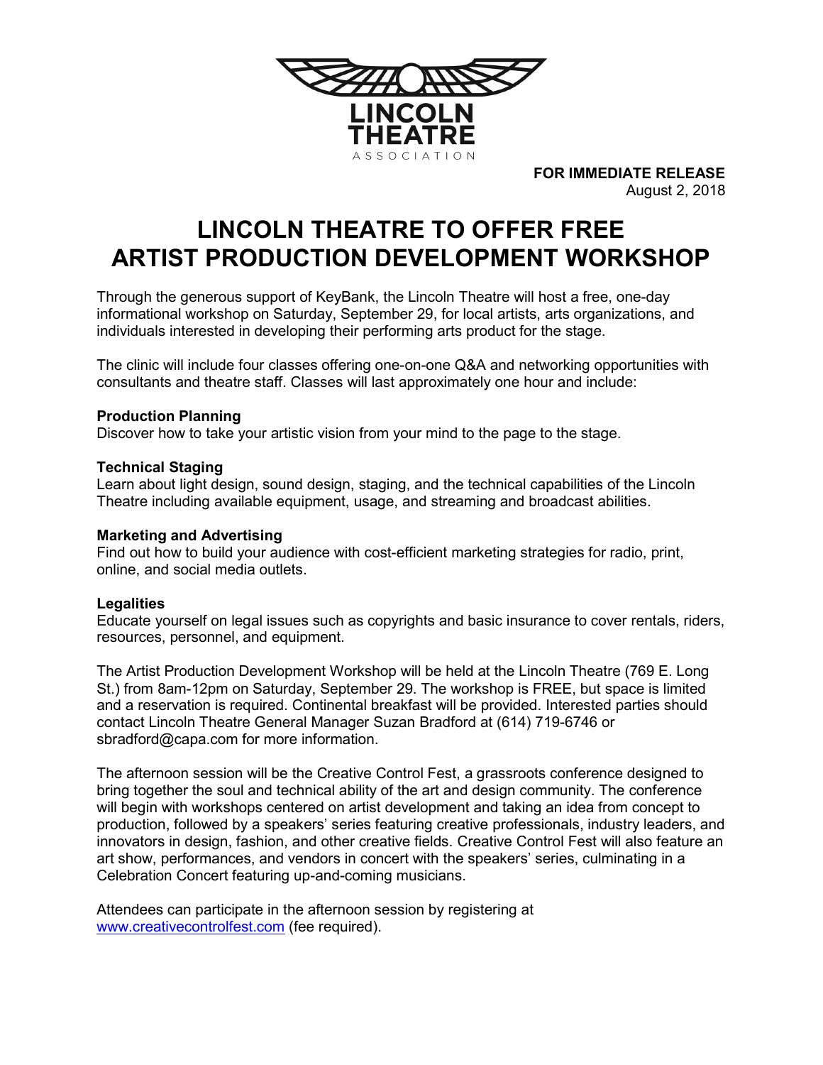LINCOLN THEATRE
ASSOCIATION

**FOR IMMEDIATE RELEASE**
August 2, 2018

# LINCOLN THEATRE TO OFFER FREE ARTIST PRODUCTION DEVELOPMENT WORKSHOP

Through the generous support of KeyBank, the Lincoln Theatre will host a free, one-day informational workshop on Saturday, September 29, for local artists, arts organizations, and individuals interested in developing their performing arts product for the stage.

The clinic will include four classes offering one-on-one Q&A and networking opportunities with consultants and theatre staff. Classes will last approximately one hour and include:

**Production Planning**
Discover how to take your artistic vision from your mind to the page to the stage.

**Technical Staging**
Learn about light design, sound design, staging, and the technical capabilities of the Lincoln Theatre including available equipment, usage, and streaming and broadcast abilities.

**Marketing and Advertising**
Find out how to build your audience with cost-efficient marketing strategies for radio, print, online, and social media outlets.

**Legalities**
Educate yourself on legal issues such as copyrights and basic insurance to cover rentals, riders, resources, personnel, and equipment.

The Artist Production Development Workshop will be held at the Lincoln Theatre (769 E. Long St.) from 8am-12pm on Saturday, September 29. The workshop is FREE, but space is limited and a reservation is required. Continental breakfast will be provided. Interested parties should contact Lincoln Theatre General Manager Suzan Bradford at (614) 719-6746 or sbradford@capa.com for more information.

The afternoon session will be the Creative Control Fest, a grassroots conference designed to bring together the soul and technical ability of the art and design community. The conference will begin with workshops centered on artist development and taking an idea from concept to production, followed by a speakers' series featuring creative professionals, industry leaders, and innovators in design, fashion, and other creative fields. Creative Control Fest will also feature an art show, performances, and vendors in concert with the speakers' series, culminating in a Celebration Concert featuring up-and-coming musicians.

Attendees can participate in the afternoon session by registering at [www.creativecontrolfest.com](www.creativecontrolfest.com) (fee required).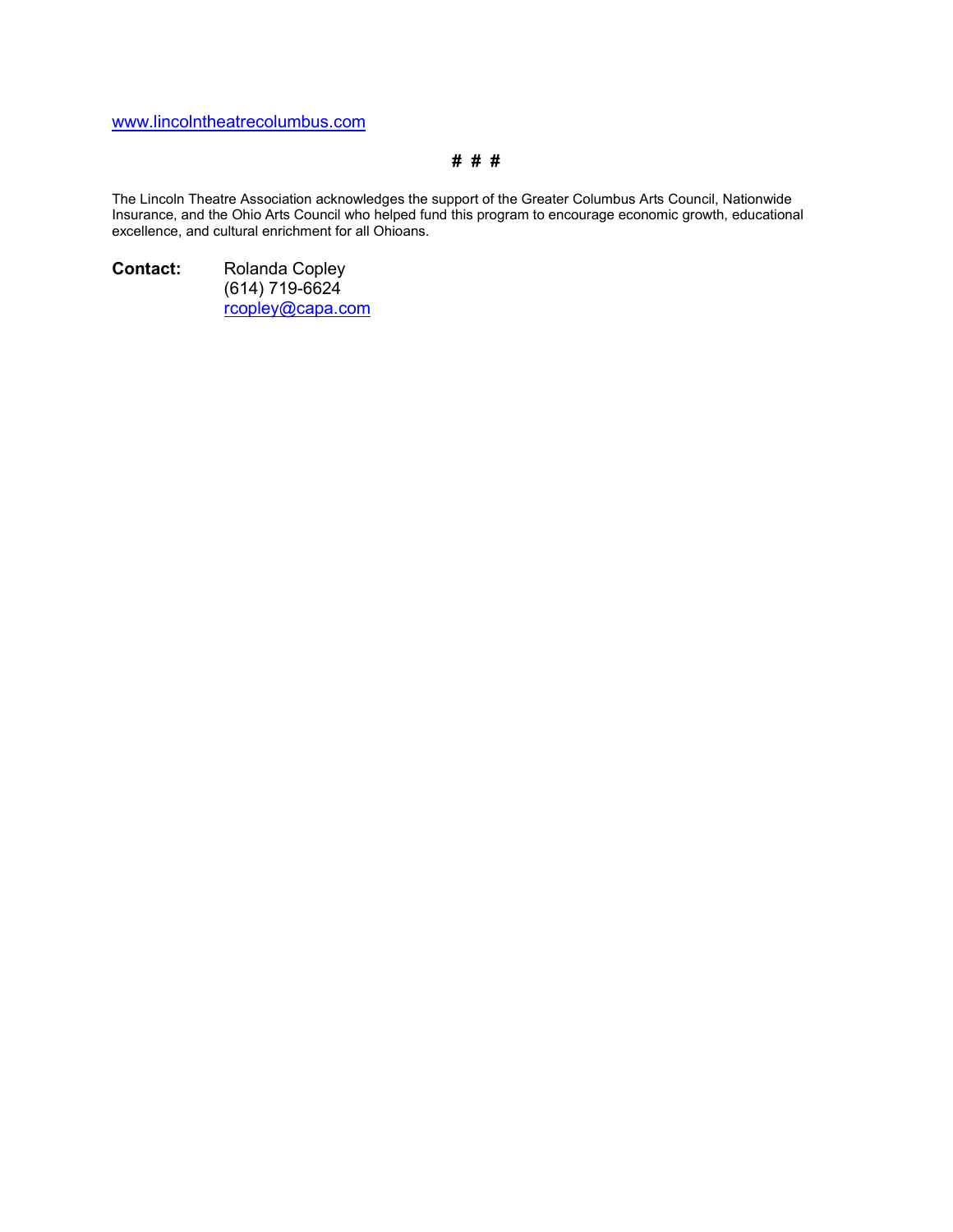www.lincolntheatrecolumbus.com

**# # #**

The Lincoln Theatre Association acknowledges the support of the Greater Columbus Arts Council, Nationwide Insurance, and the Ohio Arts Council who helped fund this program to encourage economic growth, educational excellence, and cultural enrichment for all Ohioans.

**Contact:** Rolanda Copley
(614) 719-6624
rcopley@capa.com